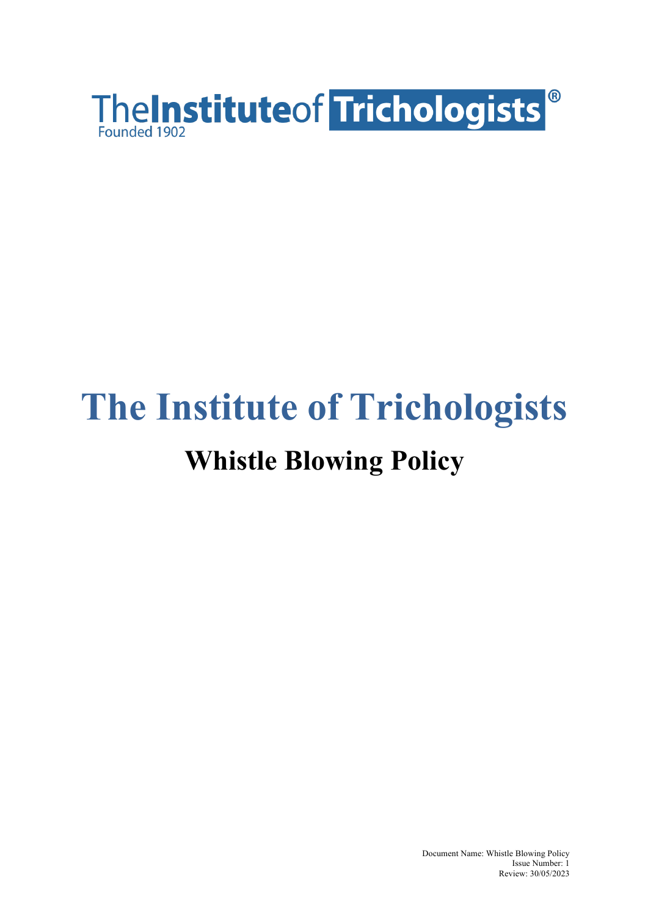TheInstituteof Trichologists®
Founded 1902

# The Institute of Trichologists

## Whistle Blowing Policy

Document Name: Whistle Blowing Policy
Issue Number: 1
Review: 30/05/2023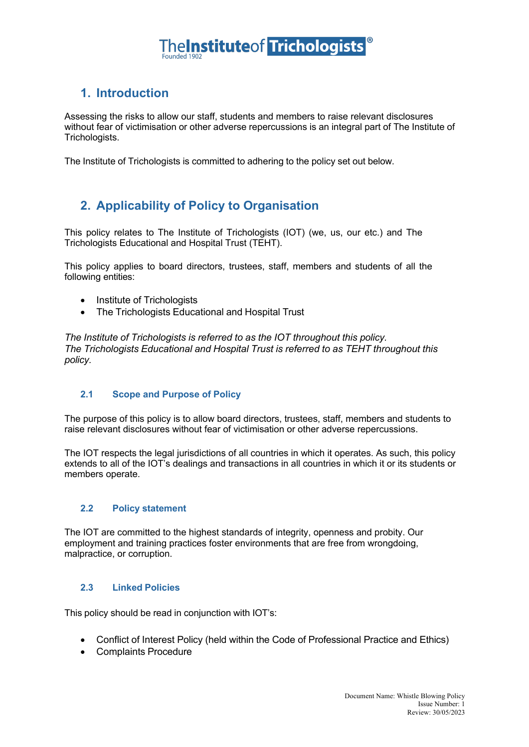## 1. Introduction

Assessing the risks to allow our staff, students and members to raise relevant disclosures without fear of victimisation or other adverse repercussions is an integral part of The Institute of Trichologists.

The Institute of Trichologists is committed to adhering to the policy set out below.

## 2. Applicability of Policy to Organisation

This policy relates to The Institute of Trichologists (IOT) (we, us, our etc.) and The Trichologists Educational and Hospital Trust (TEHT).

This policy applies to board directors, trustees, staff, members and students of all the following entities:

- Institute of Trichologists
- The Trichologists Educational and Hospital Trust

*The Institute of Trichologists is referred to as the IOT throughout this policy.*
*The Trichologists Educational and Hospital Trust is referred to as TEHT throughout this policy.*

### 2.1 Scope and Purpose of Policy

The purpose of this policy is to allow board directors, trustees, staff, members and students to raise relevant disclosures without fear of victimisation or other adverse repercussions.

The IOT respects the legal jurisdictions of all countries in which it operates. As such, this policy extends to all of the IOT's dealings and transactions in all countries in which it or its students or members operate.

### 2.2 Policy statement

The IOT are committed to the highest standards of integrity, openness and probity. Our employment and training practices foster environments that are free from wrongdoing, malpractice, or corruption.

### 2.3 Linked Policies

This policy should be read in conjunction with IOT's:

- Conflict of Interest Policy (held within the Code of Professional Practice and Ethics)
- Complaints Procedure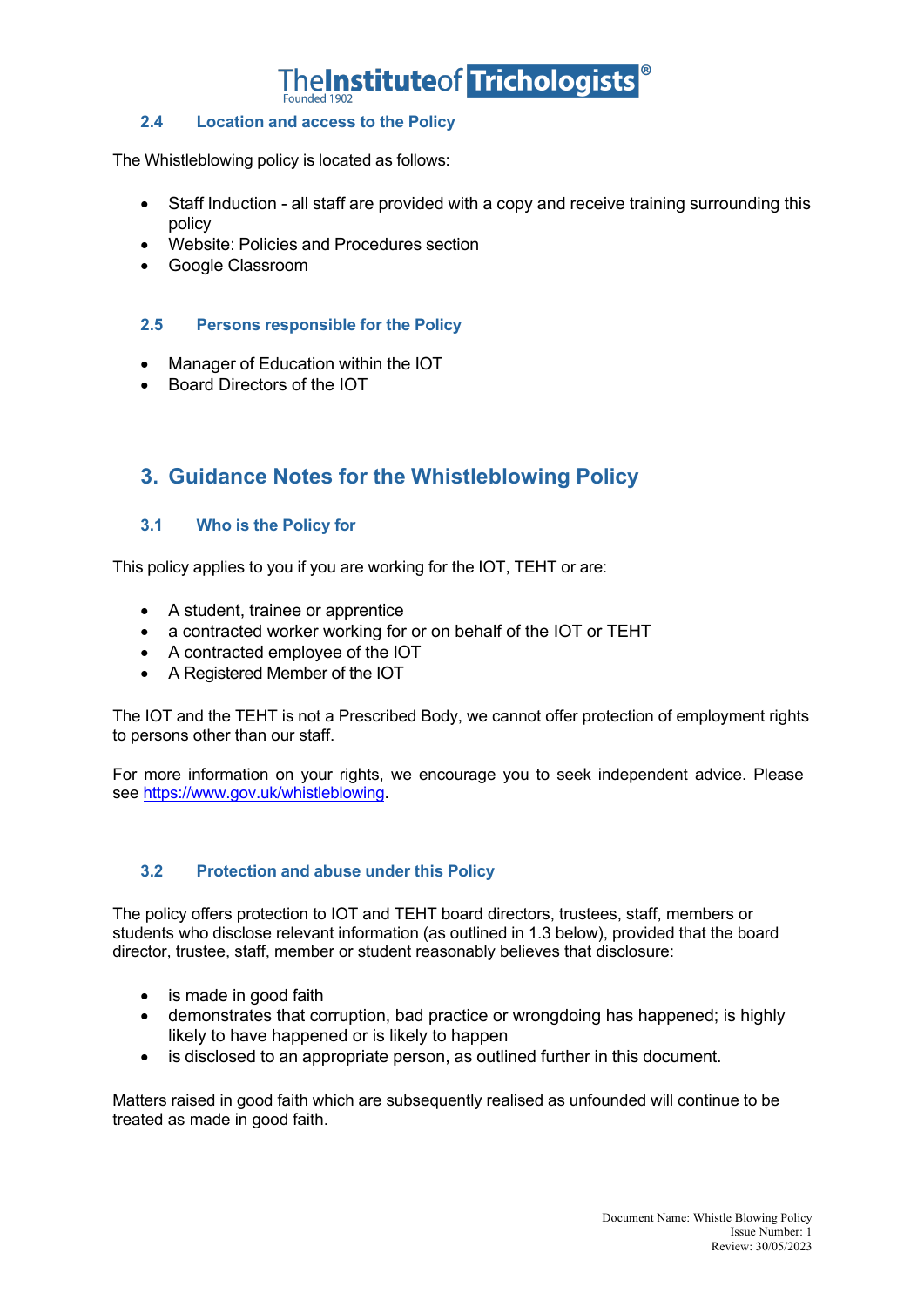### 2.4 Location and access to the Policy

The Whistleblowing policy is located as follows:

- Staff Induction - all staff are provided with a copy and receive training surrounding this policy
- Website: Policies and Procedures section
- Google Classroom

### 2.5 Persons responsible for the Policy

- Manager of Education within the IOT
- Board Directors of the IOT

## 3. Guidance Notes for the Whistleblowing Policy

### 3.1 Who is the Policy for

This policy applies to you if you are working for the IOT, TEHT or are:

- A student, trainee or apprentice
- a contracted worker working for or on behalf of the IOT or TEHT
- A contracted employee of the IOT
- A Registered Member of the IOT

The IOT and the TEHT is not a Prescribed Body, we cannot offer protection of employment rights to persons other than our staff.

For more information on your rights, we encourage you to seek independent advice. Please see [https://www.gov.uk/whistleblowing](https://www.gov.uk/whistleblowing).

### 3.2 Protection and abuse under this Policy

The policy offers protection to IOT and TEHT board directors, trustees, staff, members or students who disclose relevant information (as outlined in 1.3 below), provided that the board director, trustee, staff, member or student reasonably believes that disclosure:

- is made in good faith
- demonstrates that corruption, bad practice or wrongdoing has happened; is highly likely to have happened or is likely to happen
- is disclosed to an appropriate person, as outlined further in this document.

Matters raised in good faith which are subsequently realised as unfounded will continue to be treated as made in good faith.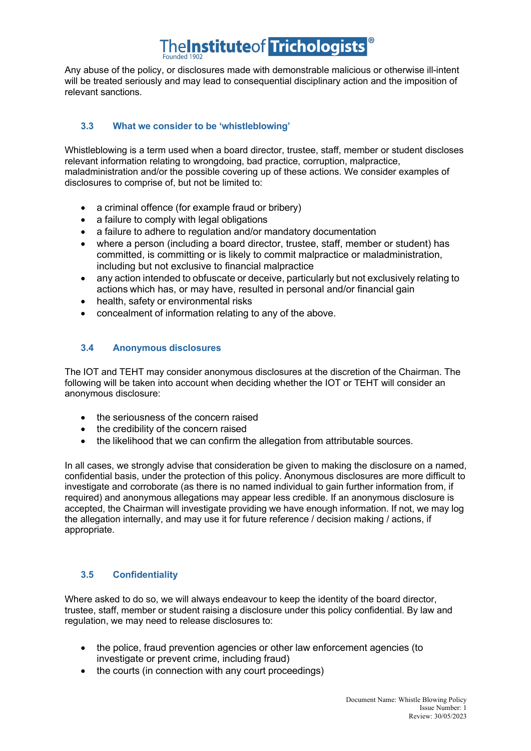Any abuse of the policy, or disclosures made with demonstrable malicious or otherwise ill-intent will be treated seriously and may lead to consequential disciplinary action and the imposition of relevant sanctions.

### 3.3 What we consider to be 'whistleblowing'

Whistleblowing is a term used when a board director, trustee, staff, member or student discloses relevant information relating to wrongdoing, bad practice, corruption, malpractice, maladministration and/or the possible covering up of these actions. We consider examples of disclosures to comprise of, but not be limited to:

- a criminal offence (for example fraud or bribery)
- a failure to comply with legal obligations
- a failure to adhere to regulation and/or mandatory documentation
- where a person (including a board director, trustee, staff, member or student) has committed, is committing or is likely to commit malpractice or maladministration, including but not exclusive to financial malpractice
- any action intended to obfuscate or deceive, particularly but not exclusively relating to actions which has, or may have, resulted in personal and/or financial gain
- health, safety or environmental risks
- concealment of information relating to any of the above.

### 3.4 Anonymous disclosures

The IOT and TEHT may consider anonymous disclosures at the discretion of the Chairman. The following will be taken into account when deciding whether the IOT or TEHT will consider an anonymous disclosure:

- the seriousness of the concern raised
- the credibility of the concern raised
- the likelihood that we can confirm the allegation from attributable sources.

In all cases, we strongly advise that consideration be given to making the disclosure on a named, confidential basis, under the protection of this policy. Anonymous disclosures are more difficult to investigate and corroborate (as there is no named individual to gain further information from, if required) and anonymous allegations may appear less credible. If an anonymous disclosure is accepted, the Chairman will investigate providing we have enough information. If not, we may log the allegation internally, and may use it for future reference / decision making / actions, if appropriate.

### 3.5 Confidentiality

Where asked to do so, we will always endeavour to keep the identity of the board director, trustee, staff, member or student raising a disclosure under this policy confidential. By law and regulation, we may need to release disclosures to:

- the police, fraud prevention agencies or other law enforcement agencies (to investigate or prevent crime, including fraud)
- the courts (in connection with any court proceedings)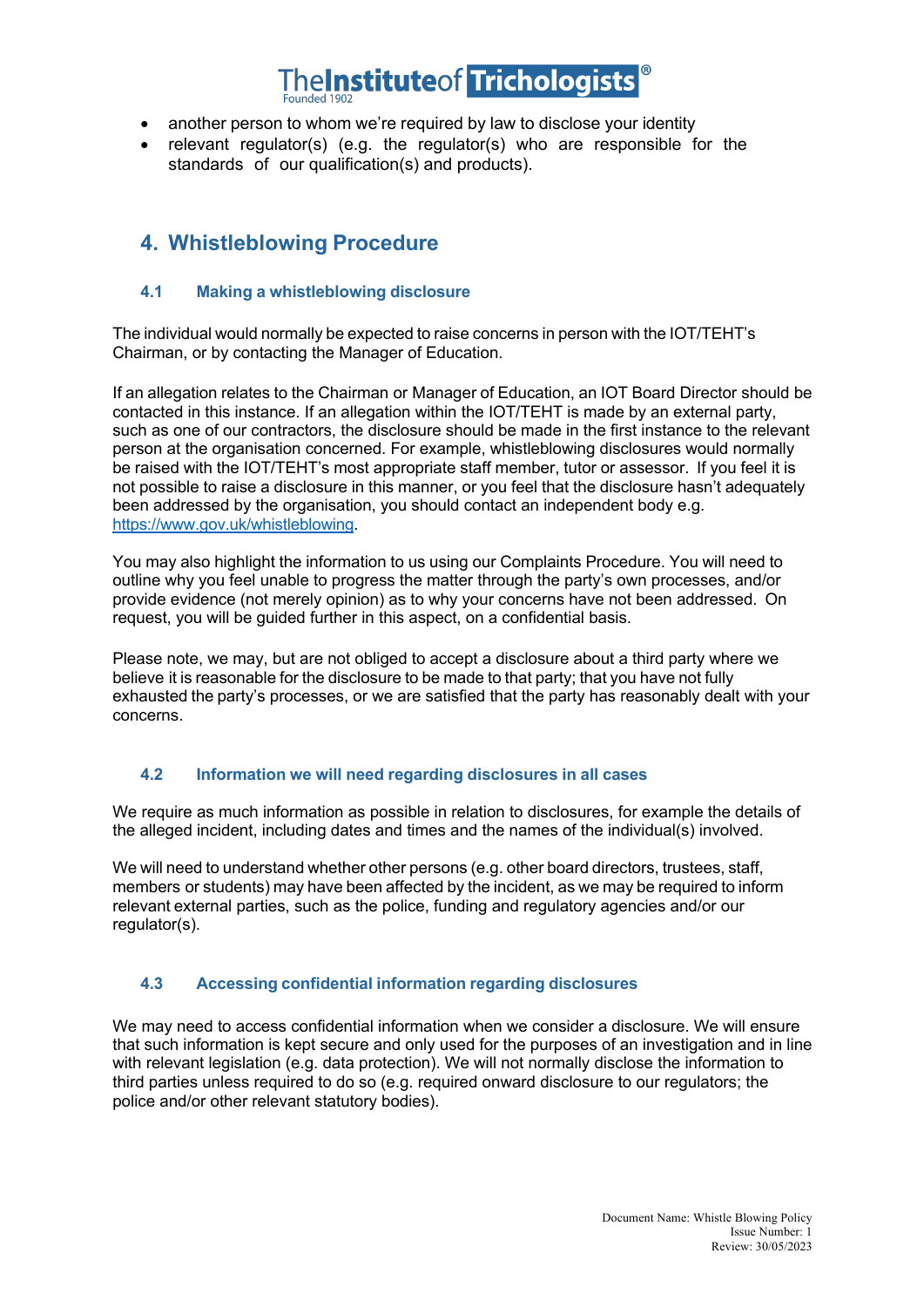- another person to whom we're required by law to disclose your identity
- relevant regulator(s) (e.g. the regulator(s) who are responsible for the standards of our qualification(s) and products).

## 4. Whistleblowing Procedure

### 4.1 Making a whistleblowing disclosure

The individual would normally be expected to raise concerns in person with the IOT/TEHT's Chairman, or by contacting the Manager of Education.

If an allegation relates to the Chairman or Manager of Education, an IOT Board Director should be contacted in this instance. If an allegation within the IOT/TEHT is made by an external party, such as one of our contractors, the disclosure should be made in the first instance to the relevant person at the organisation concerned. For example, whistleblowing disclosures would normally be raised with the IOT/TEHT's most appropriate staff member, tutor or assessor. If you feel it is not possible to raise a disclosure in this manner, or you feel that the disclosure hasn't adequately been addressed by the organisation, you should contact an independent body e.g. https://www.gov.uk/whistleblowing.

You may also highlight the information to us using our Complaints Procedure. You will need to outline why you feel unable to progress the matter through the party's own processes, and/or provide evidence (not merely opinion) as to why your concerns have not been addressed. On request, you will be guided further in this aspect, on a confidential basis.

Please note, we may, but are not obliged to accept a disclosure about a third party where we believe it is reasonable for the disclosure to be made to that party; that you have not fully exhausted the party's processes, or we are satisfied that the party has reasonably dealt with your concerns.

### 4.2 Information we will need regarding disclosures in all cases

We require as much information as possible in relation to disclosures, for example the details of the alleged incident, including dates and times and the names of the individual(s) involved.

We will need to understand whether other persons (e.g. other board directors, trustees, staff, members or students) may have been affected by the incident, as we may be required to inform relevant external parties, such as the police, funding and regulatory agencies and/or our regulator(s).

### 4.3 Accessing confidential information regarding disclosures

We may need to access confidential information when we consider a disclosure. We will ensure that such information is kept secure and only used for the purposes of an investigation and in line with relevant legislation (e.g. data protection). We will not normally disclose the information to third parties unless required to do so (e.g. required onward disclosure to our regulators; the police and/or other relevant statutory bodies).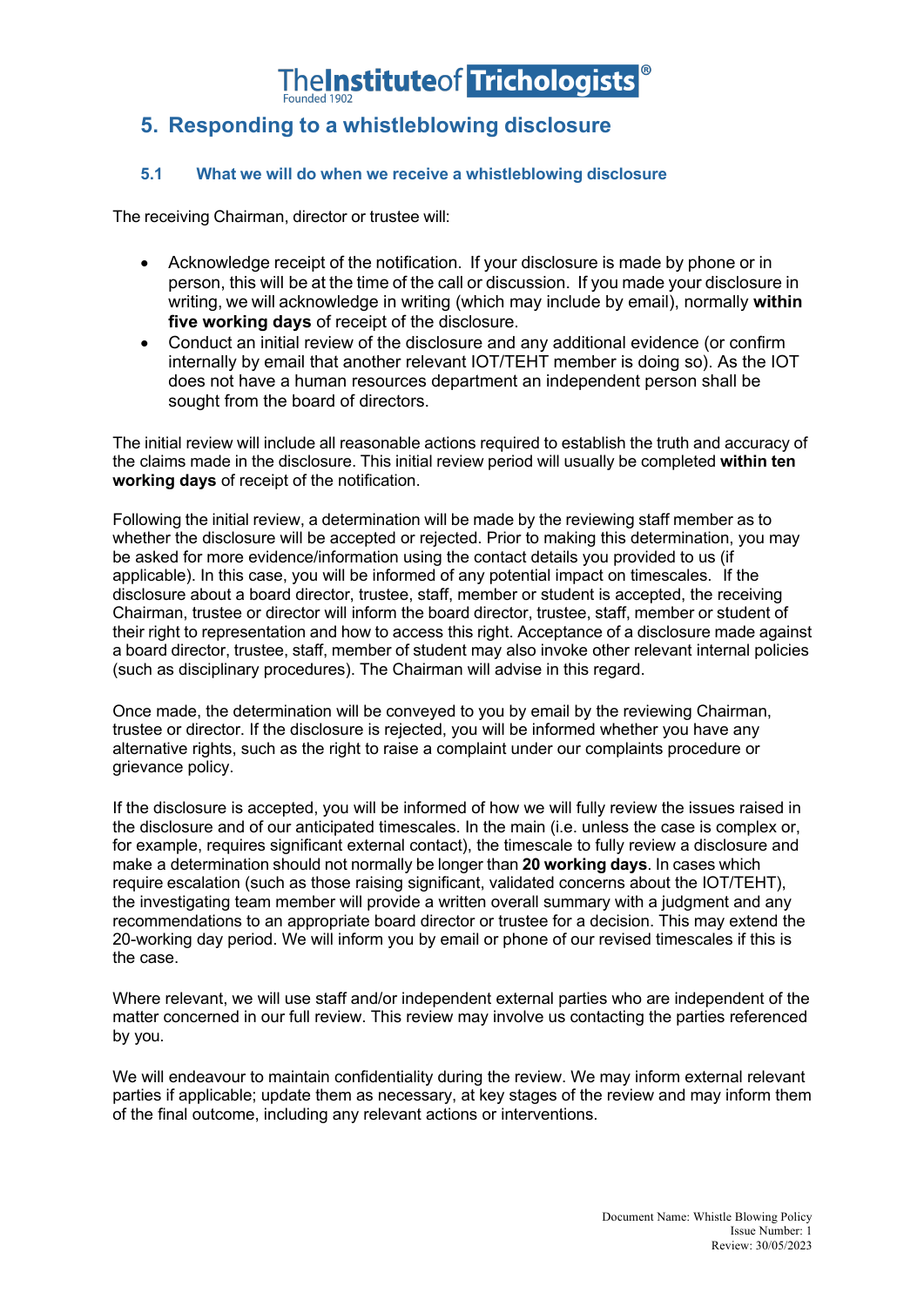## 5. Responding to a whistleblowing disclosure

### 5.1 What we will do when we receive a whistleblowing disclosure

The receiving Chairman, director or trustee will:

- Acknowledge receipt of the notification. If your disclosure is made by phone or in person, this will be at the time of the call or discussion. If you made your disclosure in writing, we will acknowledge in writing (which may include by email), normally **within five working days** of receipt of the disclosure.
- Conduct an initial review of the disclosure and any additional evidence (or confirm internally by email that another relevant IOT/TEHT member is doing so). As the IOT does not have a human resources department an independent person shall be sought from the board of directors.

The initial review will include all reasonable actions required to establish the truth and accuracy of the claims made in the disclosure. This initial review period will usually be completed **within ten working days** of receipt of the notification.

Following the initial review, a determination will be made by the reviewing staff member as to whether the disclosure will be accepted or rejected. Prior to making this determination, you may be asked for more evidence/information using the contact details you provided to us (if applicable). In this case, you will be informed of any potential impact on timescales. If the disclosure about a board director, trustee, staff, member or student is accepted, the receiving Chairman, trustee or director will inform the board director, trustee, staff, member or student of their right to representation and how to access this right. Acceptance of a disclosure made against a board director, trustee, staff, member of student may also invoke other relevant internal policies (such as disciplinary procedures). The Chairman will advise in this regard.

Once made, the determination will be conveyed to you by email by the reviewing Chairman, trustee or director. If the disclosure is rejected, you will be informed whether you have any alternative rights, such as the right to raise a complaint under our complaints procedure or grievance policy.

If the disclosure is accepted, you will be informed of how we will fully review the issues raised in the disclosure and of our anticipated timescales. In the main (i.e. unless the case is complex or, for example, requires significant external contact), the timescale to fully review a disclosure and make a determination should not normally be longer than **20 working days**. In cases which require escalation (such as those raising significant, validated concerns about the IOT/TEHT), the investigating team member will provide a written overall summary with a judgment and any recommendations to an appropriate board director or trustee for a decision. This may extend the 20-working day period. We will inform you by email or phone of our revised timescales if this is the case.

Where relevant, we will use staff and/or independent external parties who are independent of the matter concerned in our full review. This review may involve us contacting the parties referenced by you.

We will endeavour to maintain confidentiality during the review. We may inform external relevant parties if applicable; update them as necessary, at key stages of the review and may inform them of the final outcome, including any relevant actions or interventions.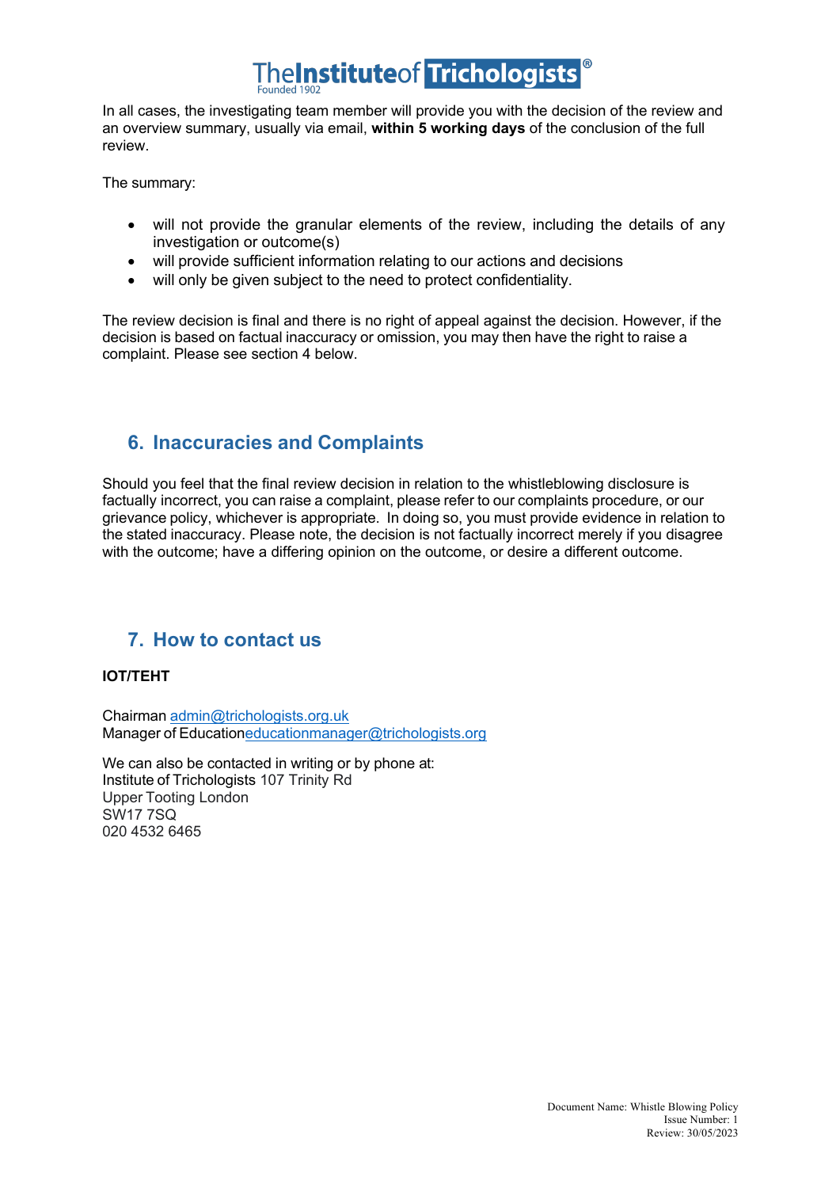In all cases, the investigating team member will provide you with the decision of the review and an overview summary, usually via email, **within 5 working days** of the conclusion of the full review.

The summary:

- will not provide the granular elements of the review, including the details of any investigation or outcome(s)
- will provide sufficient information relating to our actions and decisions
- will only be given subject to the need to protect confidentiality.

The review decision is final and there is no right of appeal against the decision. However, if the decision is based on factual inaccuracy or omission, you may then have the right to raise a complaint. Please see section 4 below.

## 6. Inaccuracies and Complaints

Should you feel that the final review decision in relation to the whistleblowing disclosure is factually incorrect, you can raise a complaint, please refer to our complaints procedure, or our grievance policy, whichever is appropriate. In doing so, you must provide evidence in relation to the stated inaccuracy. Please note, the decision is not factually incorrect merely if you disagree with the outcome; have a differing opinion on the outcome, or desire a different outcome.

## 7. How to contact us

**IOT/TEHT**

Chairman admin@trichologists.org.uk
Manager of Educationeducationmanager@trichologists.org

We can also be contacted in writing or by phone at:
Institute of Trichologists 107 Trinity Rd
Upper Tooting London
SW17 7SQ
020 4532 6465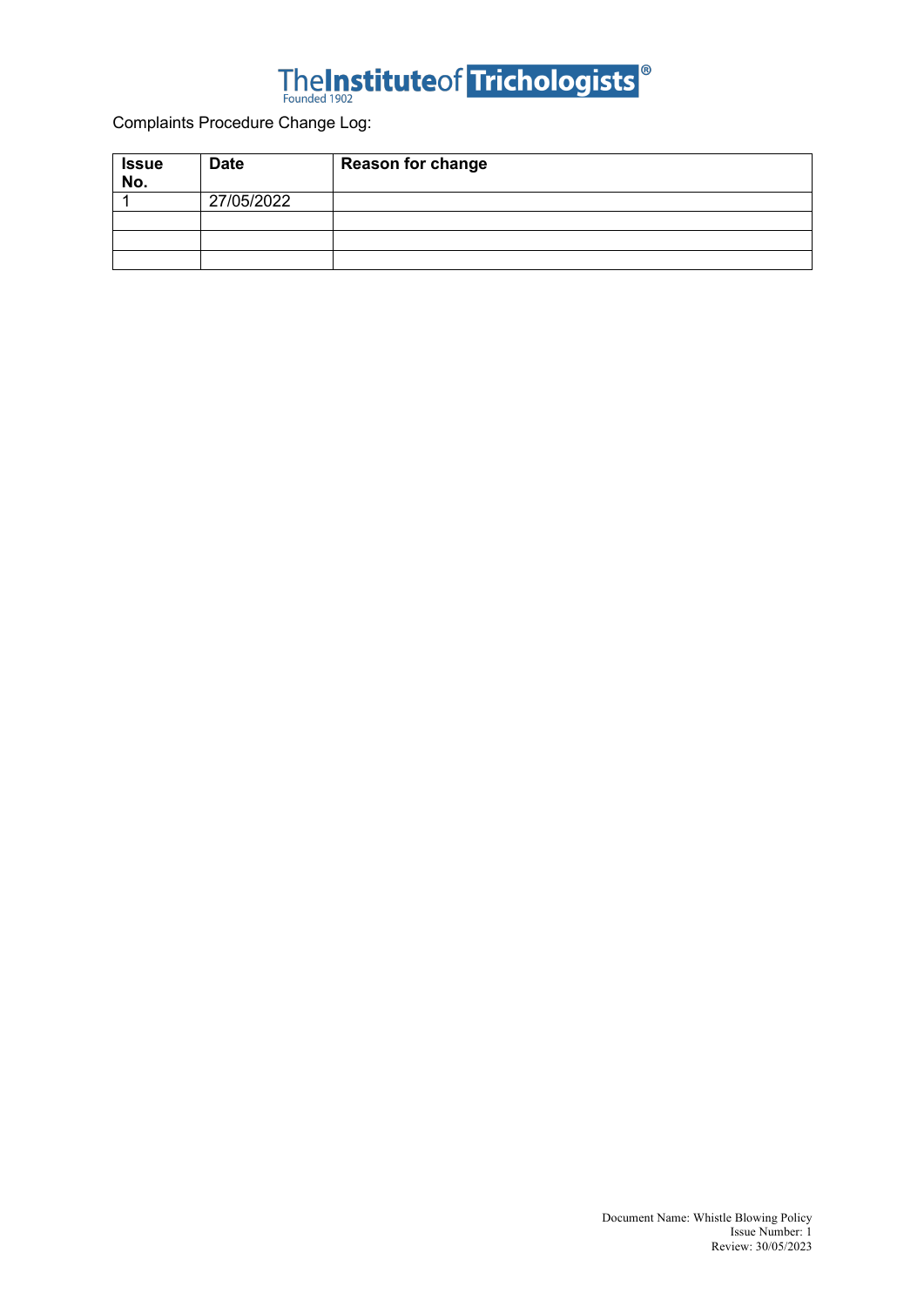Complaints Procedure Change Log:

| Issue No. | Date | Reason for change |
|---|---|---|
| 1 | 27/05/2022 | |
| | | |
| | | |
| | | |

Document Name: Whistle Blowing Policy
Issue Number: 1
Review: 30/05/2023